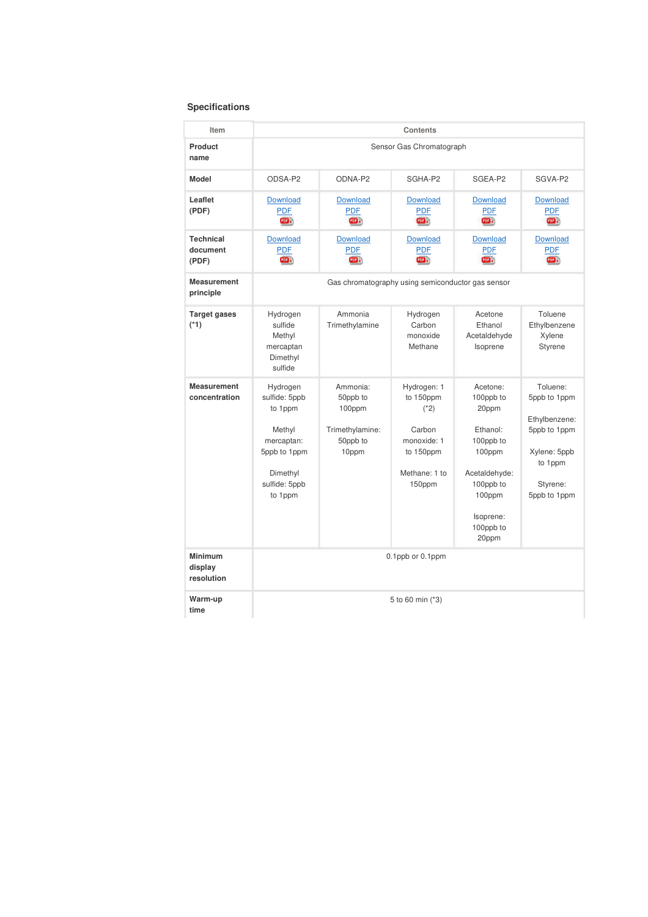### Specifications

| Item | Contents | | | | |
|---|---|---|---|---|---|
| Product name | Sensor Gas Chromatograph | | | | |
| Model | ODSA-P2 | ODNA-P2 | SGHA-P2 | SGEA-P2 | SGVA-P2 |
| Leaflet (PDF) | Download PDF | Download PDF | Download PDF | Download PDF | Download PDF |
| Technical document (PDF) | Download PDF | Download PDF | Download PDF | Download PDF | Download PDF |
| Measurement principle | Gas chromatography using semiconductor gas sensor | | | | |
| Target gases (*1) | Hydrogen sulfide<br>Methyl mercaptan<br>Dimethyl sulfide | Ammonia<br>Trimethylamine | Hydrogen<br>Carbon monoxide<br>Methane | Acetone<br>Ethanol<br>Acetaldehyde<br>Isoprene | Toluene<br>Ethylbenzene<br>Xylene<br>Styrene |
| Measurement concentration | Hydrogen sulfide: 5ppb to 1ppm<br><br>Methyl mercaptan: 5ppb to 1ppm<br><br>Dimethyl sulfide: 5ppb to 1ppm | Ammonia: 50ppb to 100ppm<br><br>Trimethylamine: 50ppb to 10ppm | Hydrogen: 1 to 150ppm (*2)<br><br>Carbon monoxide: 1 to 150ppm<br><br>Methane: 1 to 150ppm | Acetone: 100ppb to 20ppm<br><br>Ethanol: 100ppb to 100ppm<br><br>Acetaldehyde: 100ppb to 100ppm<br><br>Isoprene: 100ppb to 20ppm | Toluene: 5ppb to 1ppm<br><br>Ethylbenzene: 5ppb to 1ppm<br><br>Xylene: 5ppb to 1ppm<br><br>Styrene: 5ppb to 1ppm |
| Minimum display resolution | 0.1ppb or 0.1ppm | | | | |
| Warm-up time | 5 to 60 min (*3) | | | | |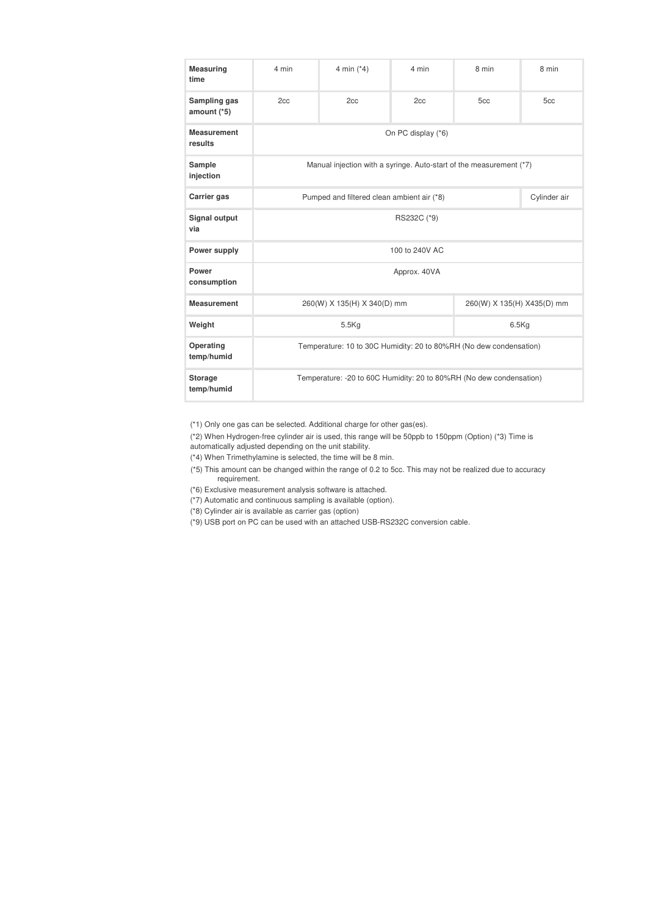| | | | | | |
|---|---|---|---|---|---|
| **Measuring time** | 4 min | 4 min (*4) | 4 min | 8 min | 8 min |
| **Sampling gas amount (*5)** | 2cc | 2cc | 2cc | 5cc | 5cc |
| **Measurement results** | On PC display (*6) | | | | |
| **Sample injection** | Manual injection with a syringe. Auto-start of the measurement (*7) | | | | |
| **Carrier gas** | Pumped and filtered clean ambient air (*8) | | | | Cylinder air |
| **Signal output via** | RS232C (*9) | | | | |
| **Power supply** | 100 to 240V AC | | | | |
| **Power consumption** | Approx. 40VA | | | | |
| **Measurement** | 260(W) X 135(H) X 340(D) mm | | | 260(W) X 135(H) X435(D) mm | |
| **Weight** | 5.5Kg | | | 6.5Kg | |
| **Operating temp/humid** | Temperature: 10 to 30C Humidity: 20 to 80%RH (No dew condensation) | | | | |
| **Storage temp/humid** | Temperature: -20 to 60C Humidity: 20 to 80%RH (No dew condensation) | | | | |

(*1) Only one gas can be selected. Additional charge for other gas(es).

(*2) When Hydrogen-free cylinder air is used, this range will be 50ppb to 150ppm (Option) (*3) Time is automatically adjusted depending on the unit stability.

(*4) When Trimethylamine is selected, the time will be 8 min.

(*5) This amount can be changed within the range of 0.2 to 5cc. This may not be realized due to accuracy requirement.

(*6) Exclusive measurement analysis software is attached.

(*7) Automatic and continuous sampling is available (option).

(*8) Cylinder air is available as carrier gas (option)

(*9) USB port on PC can be used with an attached USB-RS232C conversion cable.